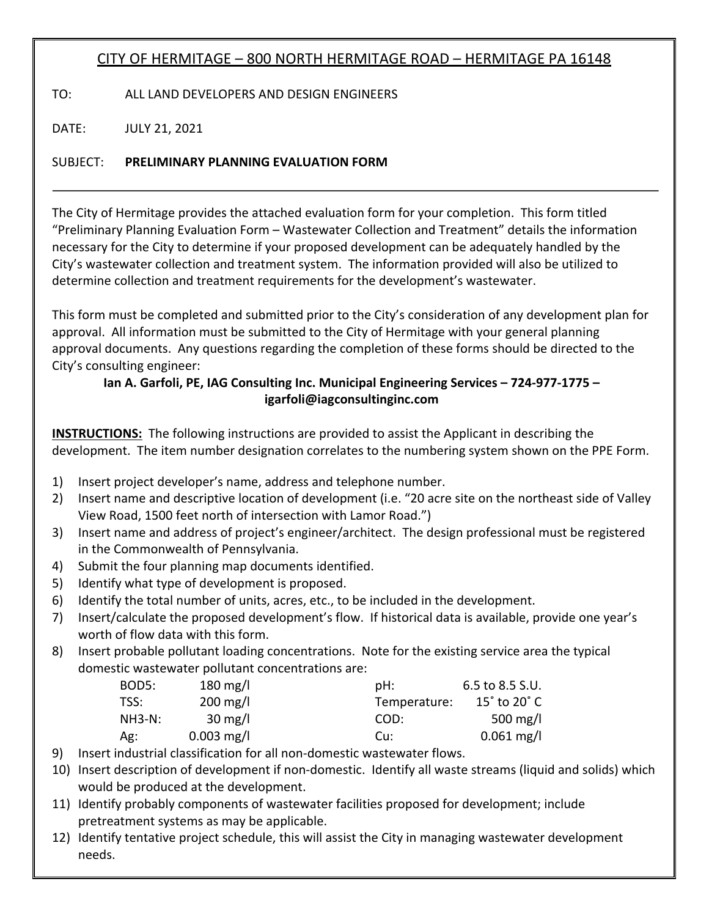# CITY OF HERMITAGE – 800 NORTH HERMITAGE ROAD – HERMITAGE PA 16148

TO: ALL LAND DEVELOPERS AND DESIGN ENGINEERS

DATE: JULY 21, 2021

SUBJECT: **PRELIMINARY PLANNING EVALUATION FORM**

---

The City of Hermitage provides the attached evaluation form for your completion. This form titled "Preliminary Planning Evaluation Form – Wastewater Collection and Treatment" details the information necessary for the City to determine if your proposed development can be adequately handled by the City's wastewater collection and treatment system. The information provided will also be utilized to determine collection and treatment requirements for the development's wastewater.

This form must be completed and submitted prior to the City's consideration of any development plan for approval. All information must be submitted to the City of Hermitage with your general planning approval documents. Any questions regarding the completion of these forms should be directed to the City's consulting engineer:

**Ian A. Garfoli, PE, IAG Consulting Inc. Municipal Engineering Services – 724-977-1775 – igarfoli@iagconsultinginc.com**

**INSTRUCTIONS:** The following instructions are provided to assist the Applicant in describing the development. The item number designation correlates to the numbering system shown on the PPE Form.

1) Insert project developer's name, address and telephone number.
2) Insert name and descriptive location of development (i.e. "20 acre site on the northeast side of Valley View Road, 1500 feet north of intersection with Lamor Road.")
3) Insert name and address of project's engineer/architect. The design professional must be registered in the Commonwealth of Pennsylvania.
4) Submit the four planning map documents identified.
5) Identify what type of development is proposed.
6) Identify the total number of units, acres, etc., to be included in the development.
7) Insert/calculate the proposed development's flow. If historical data is available, provide one year's worth of flow data with this form.
8) Insert probable pollutant loading concentrations. Note for the existing service area the typical domestic wastewater pollutant concentrations are:

| | | | |
|---|---|---|---|
| BOD5: | 180 mg/l | pH: | 6.5 to 8.5 S.U. |
| TSS: | 200 mg/l | Temperature: | 15˚ to 20˚ C |
| NH3-N: | 30 mg/l | COD: | 500 mg/l |
| Ag: | 0.003 mg/l | Cu: | 0.061 mg/l |

9) Insert industrial classification for all non-domestic wastewater flows.
10) Insert description of development if non-domestic. Identify all waste streams (liquid and solids) which would be produced at the development.
11) Identify probably components of wastewater facilities proposed for development; include pretreatment systems as may be applicable.
12) Identify tentative project schedule, this will assist the City in managing wastewater development needs.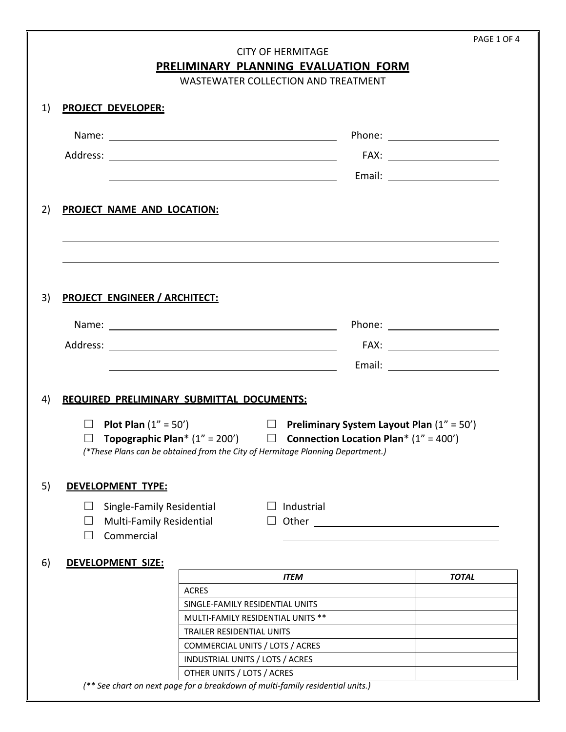CITY OF HERMITAGE

# PRELIMINARY PLANNING EVALUATION FORM

WASTEWATER COLLECTION AND TREATMENT

## 1) PROJECT DEVELOPER:

Name: ______________________________ Phone: ____________________

Address: ______________________________ FAX: ____________________

______________________________ Email: ____________________

## 2) PROJECT NAME AND LOCATION:

______________________________________________________________

______________________________________________________________

## 3) PROJECT ENGINEER / ARCHITECT:

Name: ______________________________ Phone: ____________________

Address: ______________________________ FAX: ____________________

______________________________ Email: ____________________

## 4) REQUIRED PRELIMINARY SUBMITTAL DOCUMENTS:

☐ **Plot Plan** (1″ = 50′)

☐ **Preliminary System Layout Plan** (1″ = 50′)

☐ **Topographic Plan*** (1″ = 200′)

☐ **Connection Location Plan*** (1″ = 400′)

*(*These Plans can be obtained from the City of Hermitage Planning Department.)*

## 5) DEVELOPMENT TYPE:

☐ Single-Family Residential

☐ Multi-Family Residential

☐ Commercial

☐ Industrial

☐ Other ______________________________

______________________________

## 6) DEVELOPMENT SIZE:

| *ITEM* | *TOTAL* |
|---|---|
| ACRES | |
| SINGLE-FAMILY RESIDENTIAL UNITS | |
| MULTI-FAMILY RESIDENTIAL UNITS ** | |
| TRAILER RESIDENTIAL UNITS | |
| COMMERCIAL UNITS / LOTS / ACRES | |
| INDUSTRIAL UNITS / LOTS / ACRES | |
| OTHER UNITS / LOTS / ACRES | |

*(** See chart on next page for a breakdown of multi-family residential units.)*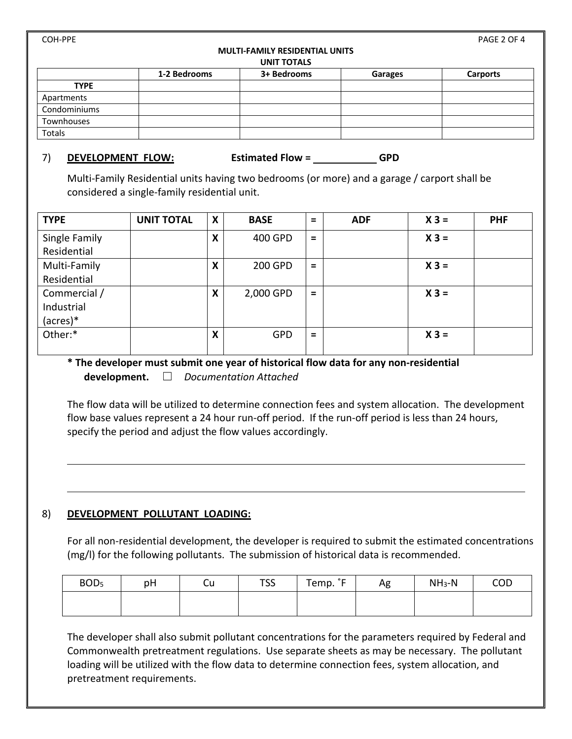**MULTI-FAMILY RESIDENTIAL UNITS**

**UNIT TOTALS**

| | 1-2 Bedrooms | 3+ Bedrooms | Garages | Carports |
|---|---|---|---|---|
| **TYPE** | | | | |
| Apartments | | | | |
| Condominiums | | | | |
| Townhouses | | | | |
| Totals | | | | |

7) **DEVELOPMENT FLOW:** **Estimated Flow = ____________ GPD**

Multi-Family Residential units having two bedrooms (or more) and a garage / carport shall be considered a single-family residential unit.

| TYPE | UNIT TOTAL | X | BASE | = | ADF | X 3 = | PHF |
|---|---|---|---|---|---|---|---|
| Single Family Residential | | X | 400 GPD | = | | X 3 = | |
| Multi-Family Residential | | X | 200 GPD | = | | X 3 = | |
| Commercial / Industrial (acres)* | | X | 2,000 GPD | = | | X 3 = | |
| Other:* | | X | GPD | = | | X 3 = | |

**\* The developer must submit one year of historical flow data for any non-residential development.** ☐ *Documentation Attached*

The flow data will be utilized to determine connection fees and system allocation. The development flow base values represent a 24 hour run-off period. If the run-off period is less than 24 hours, specify the period and adjust the flow values accordingly.

_______________________________________________________________________________

_______________________________________________________________________________

8) **DEVELOPMENT POLLUTANT LOADING:**

For all non-residential development, the developer is required to submit the estimated concentrations (mg/l) for the following pollutants. The submission of historical data is recommended.

| $BOD_5$ | pH | Cu | TSS | Temp. ˚F | Ag | $NH_3$-N | COD |
|---|---|---|---|---|---|---|---|
| | | | | | | | |

The developer shall also submit pollutant concentrations for the parameters required by Federal and Commonwealth pretreatment regulations. Use separate sheets as may be necessary. The pollutant loading will be utilized with the flow data to determine connection fees, system allocation, and pretreatment requirements.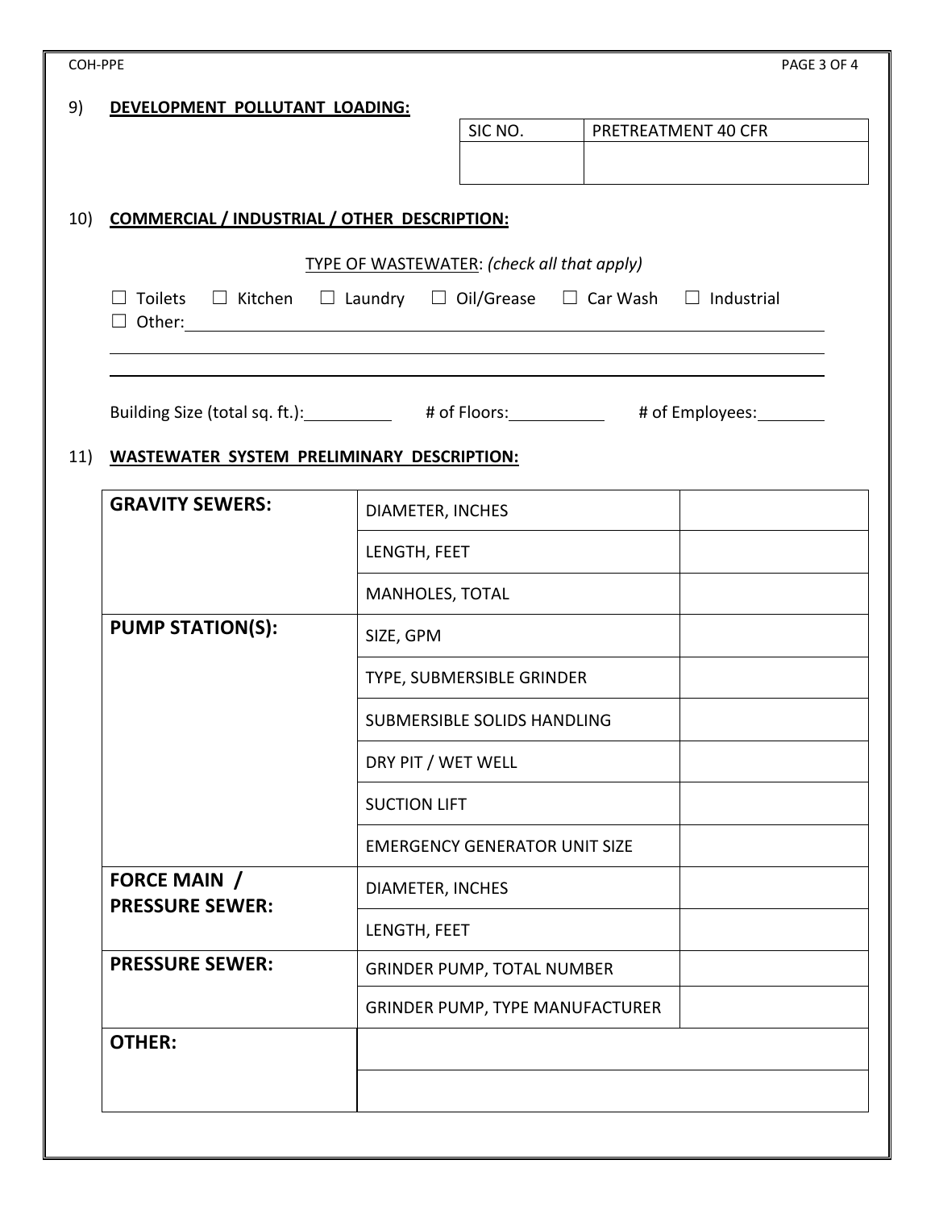9) **DEVELOPMENT POLLUTANT LOADING:**

| SIC NO. | PRETREATMENT 40 CFR |
|---|---|
| | |

10) **COMMERCIAL / INDUSTRIAL / OTHER DESCRIPTION:**

TYPE OF WASTEWATER: *(check all that apply)*

☐ Toilets ☐ Kitchen ☐ Laundry ☐ Oil/Grease ☐ Car Wash ☐ Industrial
☐ Other:\_\_\_\_\_\_\_\_\_\_\_\_\_\_\_\_\_\_\_\_\_\_\_\_\_\_\_\_\_\_\_\_\_\_\_\_\_\_\_\_

Building Size (total sq. ft.):\_\_\_\_\_\_\_\_\_\_ # of Floors:\_\_\_\_\_\_\_\_\_\_ # of Employees:\_\_\_\_\_\_\_\_

11) **WASTEWATER SYSTEM PRELIMINARY DESCRIPTION:**

| | | |
|---|---|---|
| **GRAVITY SEWERS:** | DIAMETER, INCHES | |
| | LENGTH, FEET | |
| | MANHOLES, TOTAL | |
| **PUMP STATION(S):** | SIZE, GPM | |
| | TYPE, SUBMERSIBLE GRINDER | |
| | SUBMERSIBLE SOLIDS HANDLING | |
| | DRY PIT / WET WELL | |
| | SUCTION LIFT | |
| | EMERGENCY GENERATOR UNIT SIZE | |
| **FORCE MAIN / PRESSURE SEWER:** | DIAMETER, INCHES | |
| | LENGTH, FEET | |
| **PRESSURE SEWER:** | GRINDER PUMP, TOTAL NUMBER | |
| | GRINDER PUMP, TYPE MANUFACTURER | |
| **OTHER:** | | |
| | | |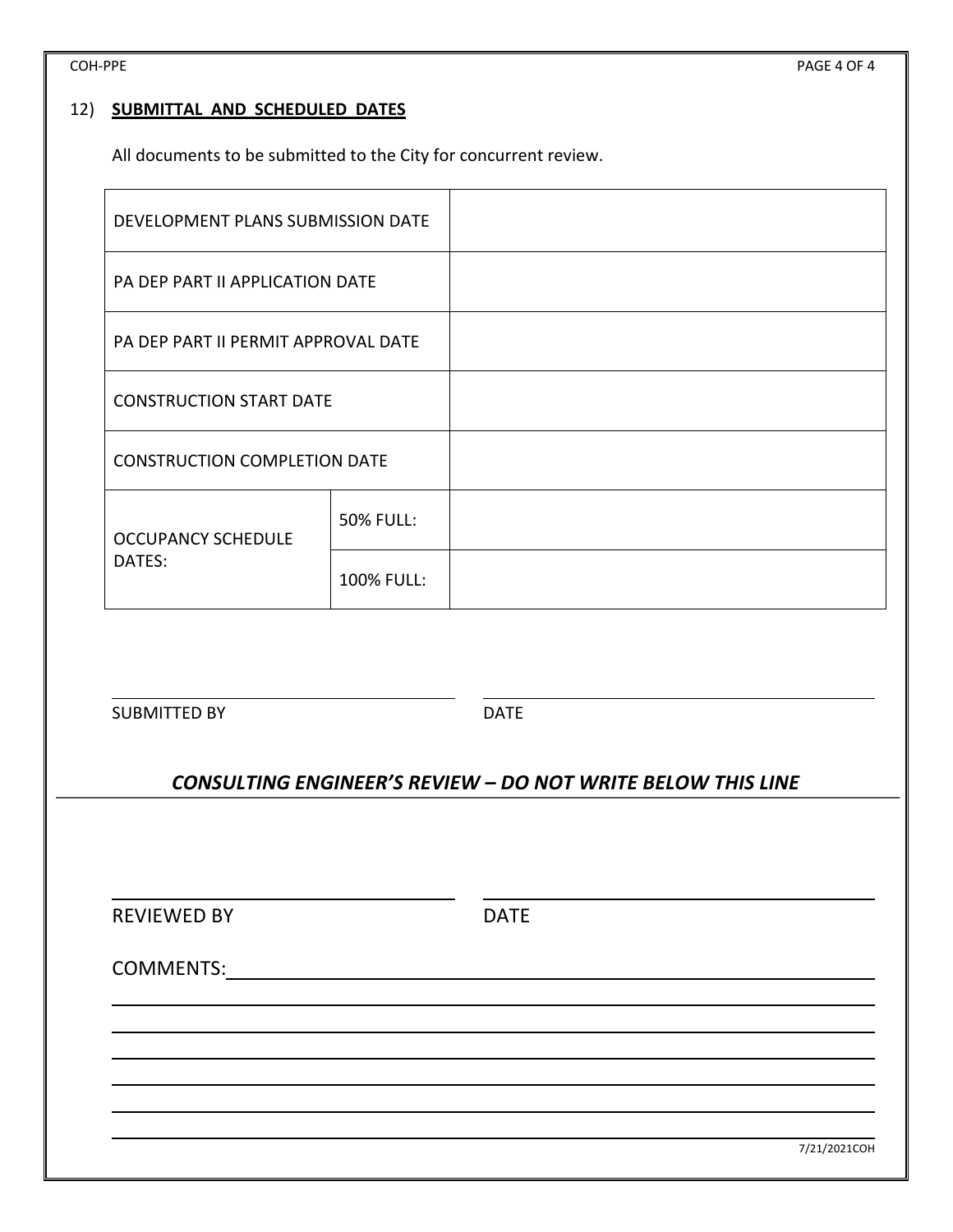## 12) SUBMITTAL AND SCHEDULED DATES

All documents to be submitted to the City for concurrent review.

| | | |
|---|---|---|
| DEVELOPMENT PLANS SUBMISSION DATE | | |
| PA DEP PART II APPLICATION DATE | | |
| PA DEP PART II PERMIT APPROVAL DATE | | |
| CONSTRUCTION START DATE | | |
| CONSTRUCTION COMPLETION DATE | | |
| OCCUPANCY SCHEDULE DATES: | 50% FULL: | |
| | 100% FULL: | |

SUBMITTED BY ____________________ DATE ____________________

### *CONSULTING ENGINEER'S REVIEW – DO NOT WRITE BELOW THIS LINE*

REVIEWED BY ____________________ DATE ____________________

COMMENTS: ____________________

7/21/2021COH